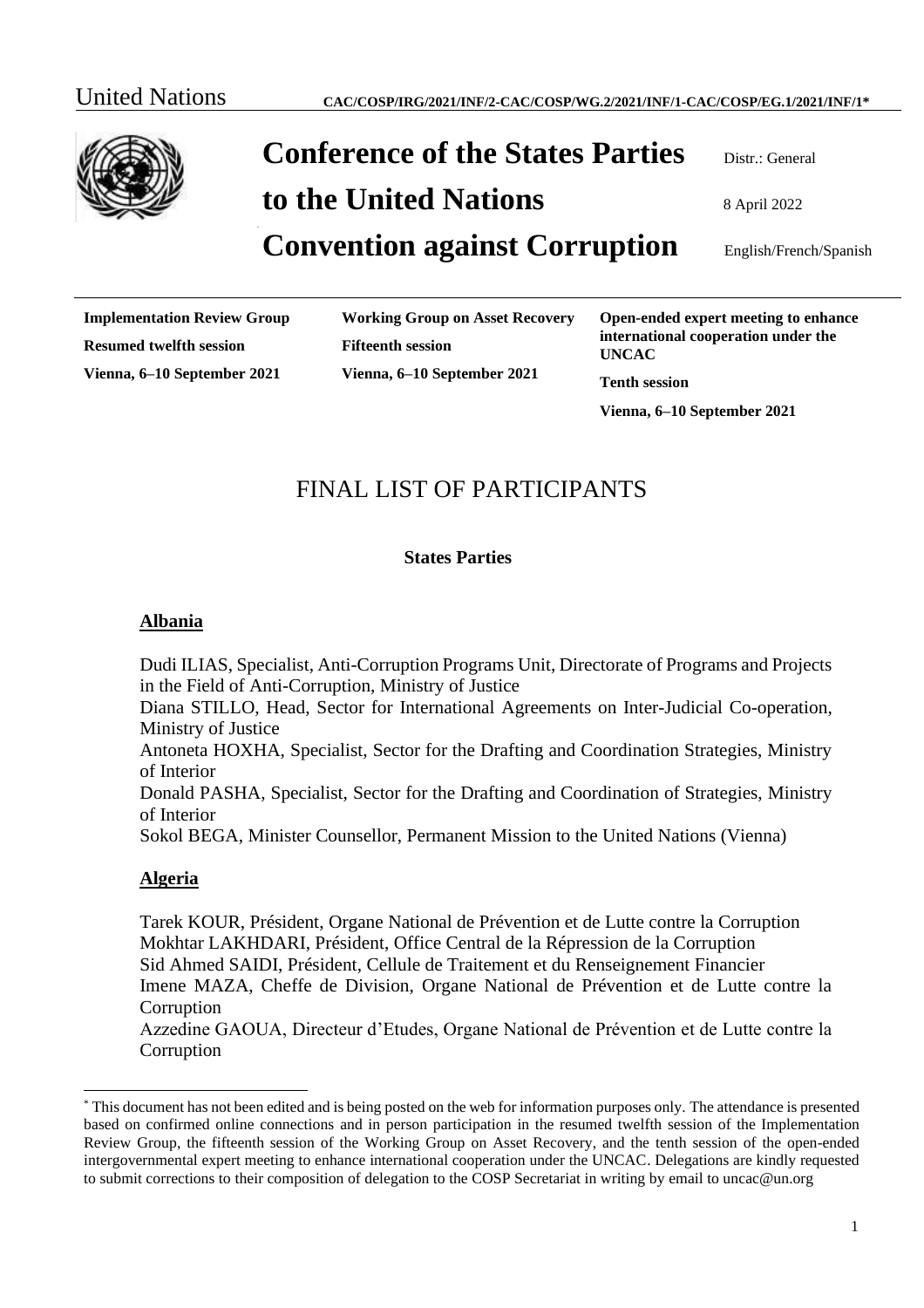United Nations CAC/COSP/IRG/2021/INF/2-CAC/COSP/WG.2/2021/INF/1-CAC/COSP/EG.1/2021/INF/1*

# Conference of the States Parties to the United Nations Convention against Corruption

Distr.: General
8 April 2022
English/French/Spanish

**Implementation Review Group**
**Resumed twelfth session**
**Vienna, 6–10 September 2021**

**Working Group on Asset Recovery**
**Fifteenth session**
**Vienna, 6–10 September 2021**

**Open-ended expert meeting to enhance international cooperation under the UNCAC**
**Tenth session**
**Vienna, 6–10 September 2021**

# FINAL LIST OF PARTICIPANTS

## States Parties

### Albania

Dudi ILIAS, Specialist, Anti-Corruption Programs Unit, Directorate of Programs and Projects in the Field of Anti-Corruption, Ministry of Justice
Diana STILLO, Head, Sector for International Agreements on Inter-Judicial Co-operation, Ministry of Justice
Antoneta HOXHA, Specialist, Sector for the Drafting and Coordination Strategies, Ministry of Interior
Donald PASHA, Specialist, Sector for the Drafting and Coordination of Strategies, Ministry of Interior
Sokol BEGA, Minister Counsellor, Permanent Mission to the United Nations (Vienna)

### Algeria

Tarek KOUR, Président, Organe National de Prévention et de Lutte contre la Corruption
Mokhtar LAKHDARI, Président, Office Central de la Répression de la Corruption
Sid Ahmed SAIDI, Président, Cellule de Traitement et du Renseignement Financier
Imene MAZA, Cheffe de Division, Organe National de Prévention et de Lutte contre la Corruption
Azzedine GAOUA, Directeur d'Etudes, Organe National de Prévention et de Lutte contre la Corruption

* This document has not been edited and is being posted on the web for information purposes only. The attendance is presented based on confirmed online connections and in person participation in the resumed twelfth session of the Implementation Review Group, the fifteenth session of the Working Group on Asset Recovery, and the tenth session of the open-ended intergovernmental expert meeting to enhance international cooperation under the UNCAC. Delegations are kindly requested to submit corrections to their composition of delegation to the COSP Secretariat in writing by email to uncac@un.org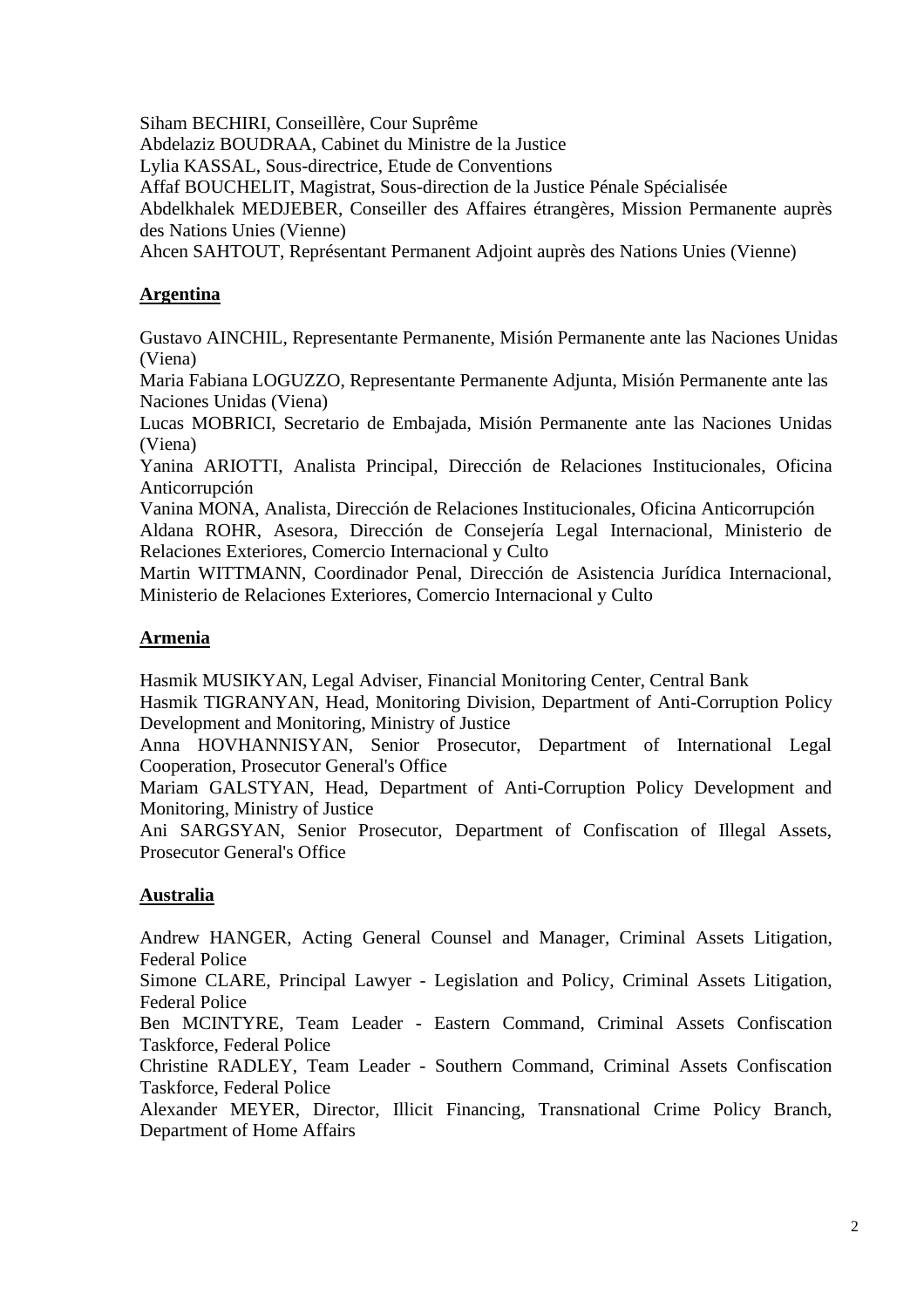Siham BECHIRI, Conseillère, Cour Suprême
Abdelaziz BOUDRAA, Cabinet du Ministre de la Justice
Lylia KASSAL, Sous-directrice, Etude de Conventions
Affaf BOUCHELIT, Magistrat, Sous-direction de la Justice Pénale Spécialisée
Abdelkhalek MEDJEBER, Conseiller des Affaires étrangères, Mission Permanente auprès des Nations Unies (Vienne)
Ahcen SAHTOUT, Représentant Permanent Adjoint auprès des Nations Unies (Vienne)

**Argentina**

Gustavo AINCHIL, Representante Permanente, Misión Permanente ante las Naciones Unidas (Viena)
Maria Fabiana LOGUZZO, Representante Permanente Adjunta, Misión Permanente ante las Naciones Unidas (Viena)
Lucas MOBRICI, Secretario de Embajada, Misión Permanente ante las Naciones Unidas (Viena)
Yanina ARIOTTI, Analista Principal, Dirección de Relaciones Institucionales, Oficina Anticorrupción
Vanina MONA, Analista, Dirección de Relaciones Institucionales, Oficina Anticorrupción
Aldana ROHR, Asesora, Dirección de Consejería Legal Internacional, Ministerio de Relaciones Exteriores, Comercio Internacional y Culto
Martin WITTMANN, Coordinador Penal, Dirección de Asistencia Jurídica Internacional, Ministerio de Relaciones Exteriores, Comercio Internacional y Culto

**Armenia**

Hasmik MUSIKYAN, Legal Adviser, Financial Monitoring Center, Central Bank
Hasmik TIGRANYAN, Head, Monitoring Division, Department of Anti-Corruption Policy Development and Monitoring, Ministry of Justice
Anna HOVHANNISYAN, Senior Prosecutor, Department of International Legal Cooperation, Prosecutor General's Office
Mariam GALSTYAN, Head, Department of Anti-Corruption Policy Development and Monitoring, Ministry of Justice
Ani SARGSYAN, Senior Prosecutor, Department of Confiscation of Illegal Assets, Prosecutor General's Office

**Australia**

Andrew HANGER, Acting General Counsel and Manager, Criminal Assets Litigation, Federal Police
Simone CLARE, Principal Lawyer - Legislation and Policy, Criminal Assets Litigation, Federal Police
Ben MCINTYRE, Team Leader - Eastern Command, Criminal Assets Confiscation Taskforce, Federal Police
Christine RADLEY, Team Leader - Southern Command, Criminal Assets Confiscation Taskforce, Federal Police
Alexander MEYER, Director, Illicit Financing, Transnational Crime Policy Branch, Department of Home Affairs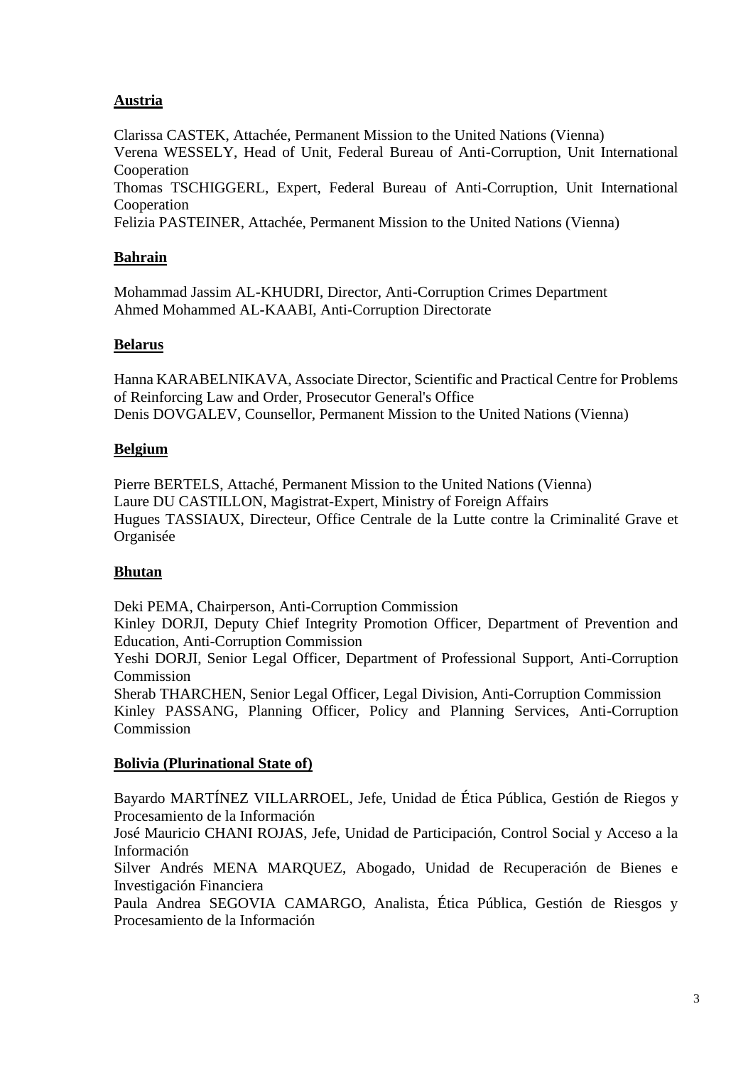**Austria**

Clarissa CASTEK, Attachée, Permanent Mission to the United Nations (Vienna)
Verena WESSELY, Head of Unit, Federal Bureau of Anti-Corruption, Unit International Cooperation
Thomas TSCHIGGERL, Expert, Federal Bureau of Anti-Corruption, Unit International Cooperation
Felizia PASTEINER, Attachée, Permanent Mission to the United Nations (Vienna)

**Bahrain**

Mohammad Jassim AL-KHUDRI, Director, Anti-Corruption Crimes Department
Ahmed Mohammed AL-KAABI, Anti-Corruption Directorate

**Belarus**

Hanna KARABELNIKAVA, Associate Director, Scientific and Practical Centre for Problems of Reinforcing Law and Order, Prosecutor General's Office
Denis DOVGALEV, Counsellor, Permanent Mission to the United Nations (Vienna)

**Belgium**

Pierre BERTELS, Attaché, Permanent Mission to the United Nations (Vienna)
Laure DU CASTILLON, Magistrat-Expert, Ministry of Foreign Affairs
Hugues TASSIAUX, Directeur, Office Centrale de la Lutte contre la Criminalité Grave et Organisée

**Bhutan**

Deki PEMA, Chairperson, Anti-Corruption Commission
Kinley DORJI, Deputy Chief Integrity Promotion Officer, Department of Prevention and Education, Anti-Corruption Commission
Yeshi DORJI, Senior Legal Officer, Department of Professional Support, Anti-Corruption Commission
Sherab THARCHEN, Senior Legal Officer, Legal Division, Anti-Corruption Commission
Kinley PASSANG, Planning Officer, Policy and Planning Services, Anti-Corruption Commission

**Bolivia (Plurinational State of)**

Bayardo MARTÍNEZ VILLARROEL, Jefe, Unidad de Ética Pública, Gestión de Riegos y Procesamiento de la Información
José Mauricio CHANI ROJAS, Jefe, Unidad de Participación, Control Social y Acceso a la Información
Silver Andrés MENA MARQUEZ, Abogado, Unidad de Recuperación de Bienes e Investigación Financiera
Paula Andrea SEGOVIA CAMARGO, Analista, Ética Pública, Gestión de Riesgos y Procesamiento de la Información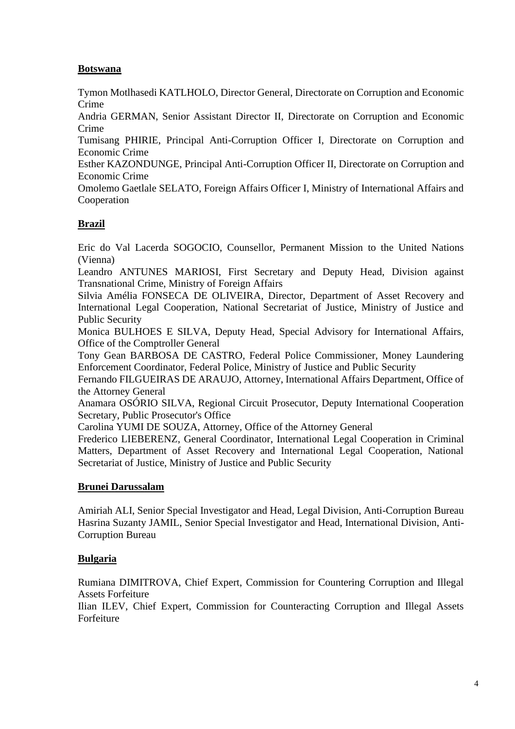**Botswana**

Tymon Motlhasedi KATLHOLO, Director General, Directorate on Corruption and Economic Crime
Andria GERMAN, Senior Assistant Director II, Directorate on Corruption and Economic Crime
Tumisang PHIRIE, Principal Anti-Corruption Officer I, Directorate on Corruption and Economic Crime
Esther KAZONDUNGE, Principal Anti-Corruption Officer II, Directorate on Corruption and Economic Crime
Omolemo Gaetlale SELATO, Foreign Affairs Officer I, Ministry of International Affairs and Cooperation

**Brazil**

Eric do Val Lacerda SOGOCIO, Counsellor, Permanent Mission to the United Nations (Vienna)
Leandro ANTUNES MARIOSI, First Secretary and Deputy Head, Division against Transnational Crime, Ministry of Foreign Affairs
Silvia Amélia FONSECA DE OLIVEIRA, Director, Department of Asset Recovery and International Legal Cooperation, National Secretariat of Justice, Ministry of Justice and Public Security
Monica BULHOES E SILVA, Deputy Head, Special Advisory for International Affairs, Office of the Comptroller General
Tony Gean BARBOSA DE CASTRO, Federal Police Commissioner, Money Laundering Enforcement Coordinator, Federal Police, Ministry of Justice and Public Security
Fernando FILGUEIRAS DE ARAUJO, Attorney, International Affairs Department, Office of the Attorney General
Anamara OSÓRIO SILVA, Regional Circuit Prosecutor, Deputy International Cooperation Secretary, Public Prosecutor's Office
Carolina YUMI DE SOUZA, Attorney, Office of the Attorney General
Frederico LIEBERENZ, General Coordinator, International Legal Cooperation in Criminal Matters, Department of Asset Recovery and International Legal Cooperation, National Secretariat of Justice, Ministry of Justice and Public Security

**Brunei Darussalam**

Amiriah ALI, Senior Special Investigator and Head, Legal Division, Anti-Corruption Bureau
Hasrina Suzanty JAMIL, Senior Special Investigator and Head, International Division, Anti-Corruption Bureau

**Bulgaria**

Rumiana DIMITROVA, Chief Expert, Commission for Countering Corruption and Illegal Assets Forfeiture
Ilian ILEV, Chief Expert, Commission for Counteracting Corruption and Illegal Assets Forfeiture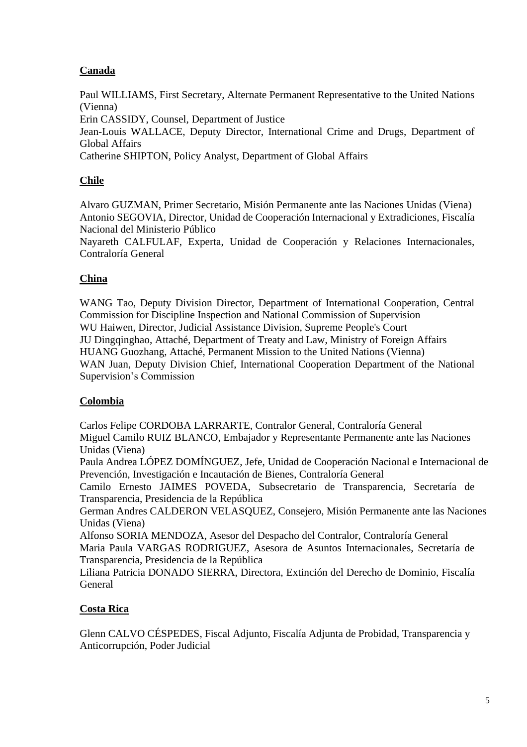**Canada**

Paul WILLIAMS, First Secretary, Alternate Permanent Representative to the United Nations (Vienna)
Erin CASSIDY, Counsel, Department of Justice
Jean-Louis WALLACE, Deputy Director, International Crime and Drugs, Department of Global Affairs
Catherine SHIPTON, Policy Analyst, Department of Global Affairs

**Chile**

Alvaro GUZMAN, Primer Secretario, Misión Permanente ante las Naciones Unidas (Viena)
Antonio SEGOVIA, Director, Unidad de Cooperación Internacional y Extradiciones, Fiscalía Nacional del Ministerio Público
Nayareth CALFULAF, Experta, Unidad de Cooperación y Relaciones Internacionales, Contraloría General

**China**

WANG Tao, Deputy Division Director, Department of International Cooperation, Central Commission for Discipline Inspection and National Commission of Supervision
WU Haiwen, Director, Judicial Assistance Division, Supreme People's Court
JU Dingqinghao, Attaché, Department of Treaty and Law, Ministry of Foreign Affairs
HUANG Guozhang, Attaché, Permanent Mission to the United Nations (Vienna)
WAN Juan, Deputy Division Chief, International Cooperation Department of the National Supervision's Commission

**Colombia**

Carlos Felipe CORDOBA LARRARTE, Contralor General, Contraloría General
Miguel Camilo RUIZ BLANCO, Embajador y Representante Permanente ante las Naciones Unidas (Viena)
Paula Andrea LÓPEZ DOMÍNGUEZ, Jefe, Unidad de Cooperación Nacional e Internacional de Prevención, Investigación e Incautación de Bienes, Contraloría General
Camilo Ernesto JAIMES POVEDA, Subsecretario de Transparencia, Secretaría de Transparencia, Presidencia de la República
German Andres CALDERON VELASQUEZ, Consejero, Misión Permanente ante las Naciones Unidas (Viena)
Alfonso SORIA MENDOZA, Asesor del Despacho del Contralor, Contraloría General
Maria Paula VARGAS RODRIGUEZ, Asesora de Asuntos Internacionales, Secretaría de Transparencia, Presidencia de la República
Liliana Patricia DONADO SIERRA, Directora, Extinción del Derecho de Dominio, Fiscalía General

**Costa Rica**

Glenn CALVO CÉSPEDES, Fiscal Adjunto, Fiscalía Adjunta de Probidad, Transparencia y Anticorrupción, Poder Judicial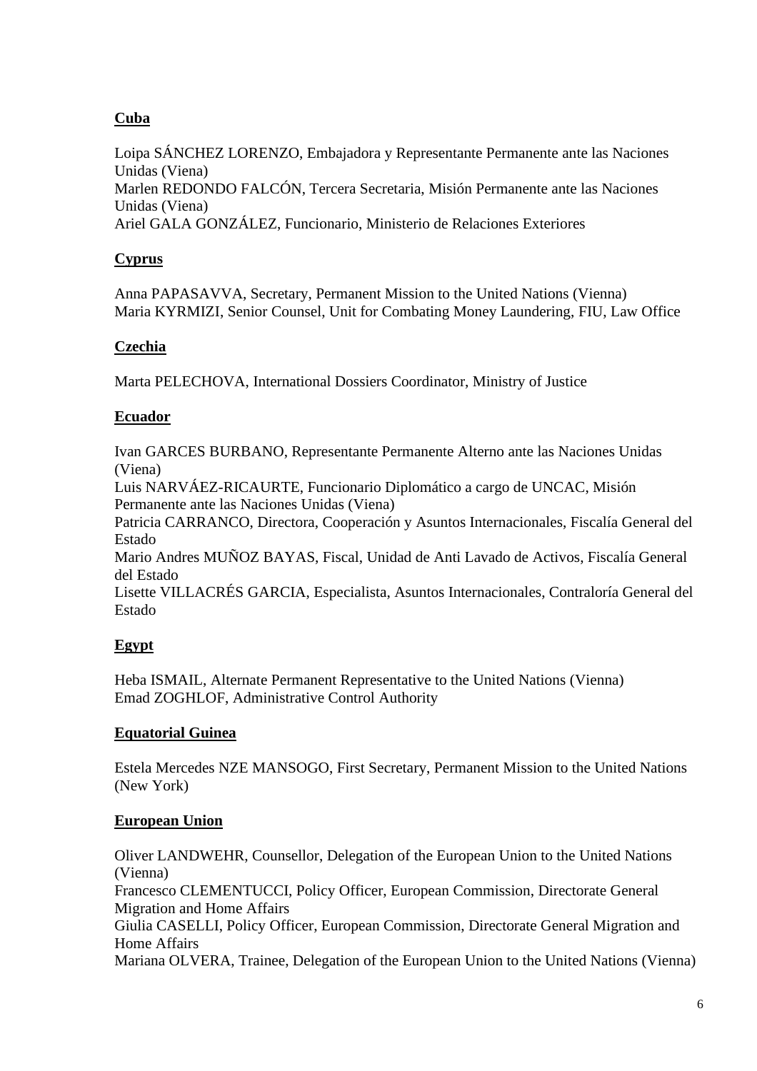**Cuba**

Loipa SÁNCHEZ LORENZO, Embajadora y Representante Permanente ante las Naciones Unidas (Viena)
Marlen REDONDO FALCÓN, Tercera Secretaria, Misión Permanente ante las Naciones Unidas (Viena)
Ariel GALA GONZÁLEZ, Funcionario, Ministerio de Relaciones Exteriores

**Cyprus**

Anna PAPASAVVA, Secretary, Permanent Mission to the United Nations (Vienna)
Maria KYRMIZI, Senior Counsel, Unit for Combating Money Laundering, FIU, Law Office

**Czechia**

Marta PELECHOVA, International Dossiers Coordinator, Ministry of Justice

**Ecuador**

Ivan GARCES BURBANO, Representante Permanente Alterno ante las Naciones Unidas (Viena)
Luis NARVÁEZ-RICAURTE, Funcionario Diplomático a cargo de UNCAC, Misión Permanente ante las Naciones Unidas (Viena)
Patricia CARRANCO, Directora, Cooperación y Asuntos Internacionales, Fiscalía General del Estado
Mario Andres MUÑOZ BAYAS, Fiscal, Unidad de Anti Lavado de Activos, Fiscalía General del Estado
Lisette VILLACRÉS GARCIA, Especialista, Asuntos Internacionales, Contraloría General del Estado

**Egypt**

Heba ISMAIL, Alternate Permanent Representative to the United Nations (Vienna)
Emad ZOGHLOF, Administrative Control Authority

**Equatorial Guinea**

Estela Mercedes NZE MANSOGO, First Secretary, Permanent Mission to the United Nations (New York)

**European Union**

Oliver LANDWEHR, Counsellor, Delegation of the European Union to the United Nations (Vienna)
Francesco CLEMENTUCCI, Policy Officer, European Commission, Directorate General Migration and Home Affairs
Giulia CASELLI, Policy Officer, European Commission, Directorate General Migration and Home Affairs
Mariana OLVERA, Trainee, Delegation of the European Union to the United Nations (Vienna)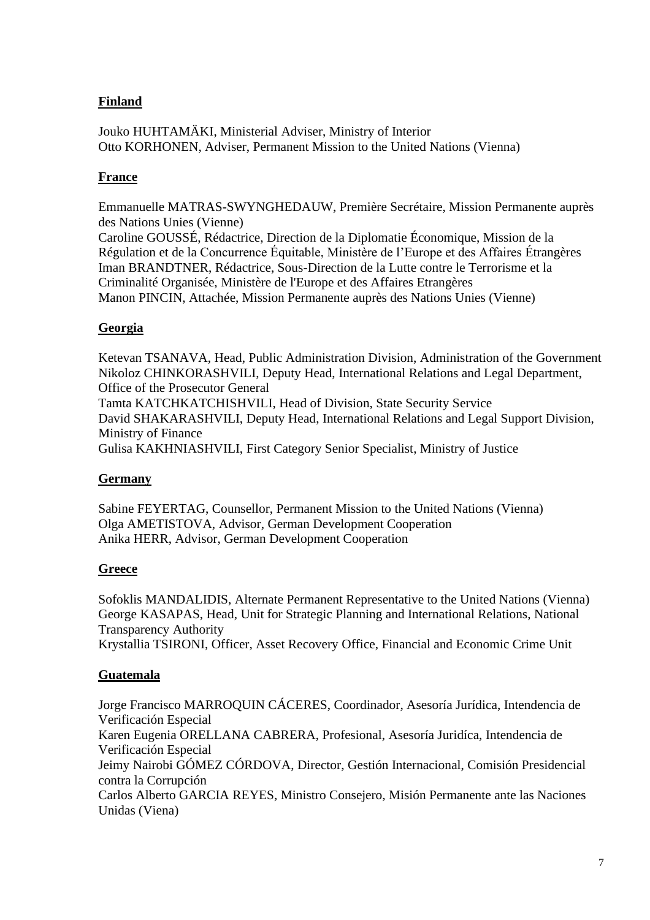**Finland**

Jouko HUHTAMÄKI, Ministerial Adviser, Ministry of Interior
Otto KORHONEN, Adviser, Permanent Mission to the United Nations (Vienna)

**France**

Emmanuelle MATRAS-SWYNGHEDAUW, Première Secrétaire, Mission Permanente auprès des Nations Unies (Vienne)
Caroline GOUSSÉ, Rédactrice, Direction de la Diplomatie Économique, Mission de la Régulation et de la Concurrence Équitable, Ministère de l'Europe et des Affaires Étrangères
Iman BRANDTNER, Rédactrice, Sous-Direction de la Lutte contre le Terrorisme et la Criminalité Organisée, Ministère de l'Europe et des Affaires Etrangères
Manon PINCIN, Attachée, Mission Permanente auprès des Nations Unies (Vienne)

**Georgia**

Ketevan TSANAVA, Head, Public Administration Division, Administration of the Government
Nikoloz CHINKORASHVILI, Deputy Head, International Relations and Legal Department, Office of the Prosecutor General
Tamta KATCHKATCHISHVILI, Head of Division, State Security Service
David SHAKARASHVILI, Deputy Head, International Relations and Legal Support Division, Ministry of Finance
Gulisa KAKHNIASHVILI, First Category Senior Specialist, Ministry of Justice

**Germany**

Sabine FEYERTAG, Counsellor, Permanent Mission to the United Nations (Vienna)
Olga AMETISTOVA, Advisor, German Development Cooperation
Anika HERR, Advisor, German Development Cooperation

**Greece**

Sofoklis MANDALIDIS, Alternate Permanent Representative to the United Nations (Vienna)
George KASAPAS, Head, Unit for Strategic Planning and International Relations, National Transparency Authority
Krystallia TSIRONI, Officer, Asset Recovery Office, Financial and Economic Crime Unit

**Guatemala**

Jorge Francisco MARROQUIN CÁCERES, Coordinador, Asesoría Jurídica, Intendencia de Verificación Especial
Karen Eugenia ORELLANA CABRERA, Profesional, Asesoría Juridíca, Intendencia de Verificación Especial
Jeimy Nairobi GÓMEZ CÓRDOVA, Director, Gestión Internacional, Comisión Presidencial contra la Corrupción
Carlos Alberto GARCIA REYES, Ministro Consejero, Misión Permanente ante las Naciones Unidas (Viena)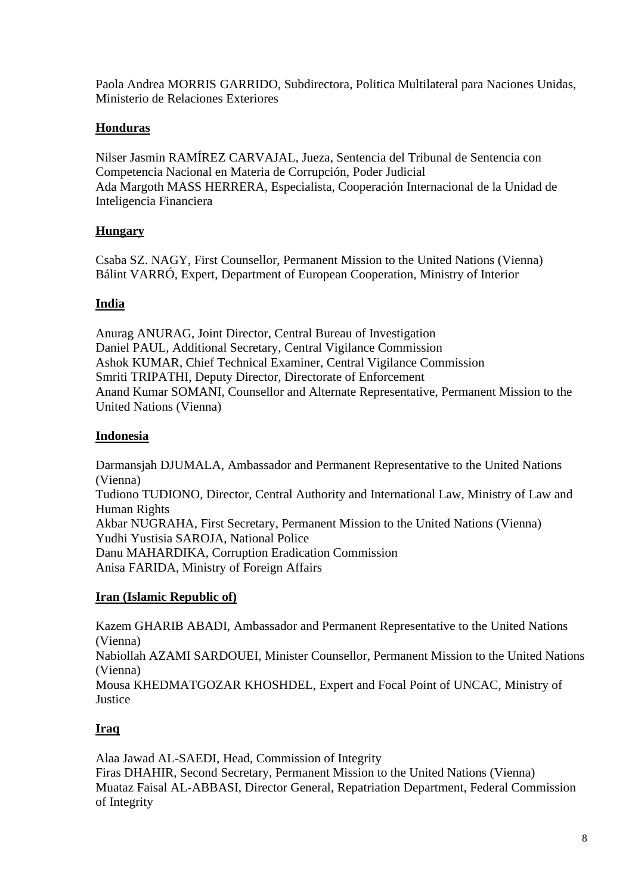Paola Andrea MORRIS GARRIDO, Subdirectora, Politica Multilateral para Naciones Unidas, Ministerio de Relaciones Exteriores

**Honduras**

Nilser Jasmin RAMÍREZ CARVAJAL, Jueza, Sentencia del Tribunal de Sentencia con Competencia Nacional en Materia de Corrupción, Poder Judicial
Ada Margoth MASS HERRERA, Especialista, Cooperación Internacional de la Unidad de Inteligencia Financiera

**Hungary**

Csaba SZ. NAGY, First Counsellor, Permanent Mission to the United Nations (Vienna)
Bálint VARRÓ, Expert, Department of European Cooperation, Ministry of Interior

**India**

Anurag ANURAG, Joint Director, Central Bureau of Investigation
Daniel PAUL, Additional Secretary, Central Vigilance Commission
Ashok KUMAR, Chief Technical Examiner, Central Vigilance Commission
Smriti TRIPATHI, Deputy Director, Directorate of Enforcement
Anand Kumar SOMANI, Counsellor and Alternate Representative, Permanent Mission to the United Nations (Vienna)

**Indonesia**

Darmansjah DJUMALA, Ambassador and Permanent Representative to the United Nations (Vienna)
Tudiono TUDIONO, Director, Central Authority and International Law, Ministry of Law and Human Rights
Akbar NUGRAHA, First Secretary, Permanent Mission to the United Nations (Vienna)
Yudhi Yustisia SAROJA, National Police
Danu MAHARDIKA, Corruption Eradication Commission
Anisa FARIDA, Ministry of Foreign Affairs

**Iran (Islamic Republic of)**

Kazem GHARIB ABADI, Ambassador and Permanent Representative to the United Nations (Vienna)
Nabiollah AZAMI SARDOUEI, Minister Counsellor, Permanent Mission to the United Nations (Vienna)
Mousa KHEDMATGOZAR KHOSHDEL, Expert and Focal Point of UNCAC, Ministry of Justice

**Iraq**

Alaa Jawad AL-SAEDI, Head, Commission of Integrity
Firas DHAHIR, Second Secretary, Permanent Mission to the United Nations (Vienna)
Muataz Faisal AL-ABBASI, Director General, Repatriation Department, Federal Commission of Integrity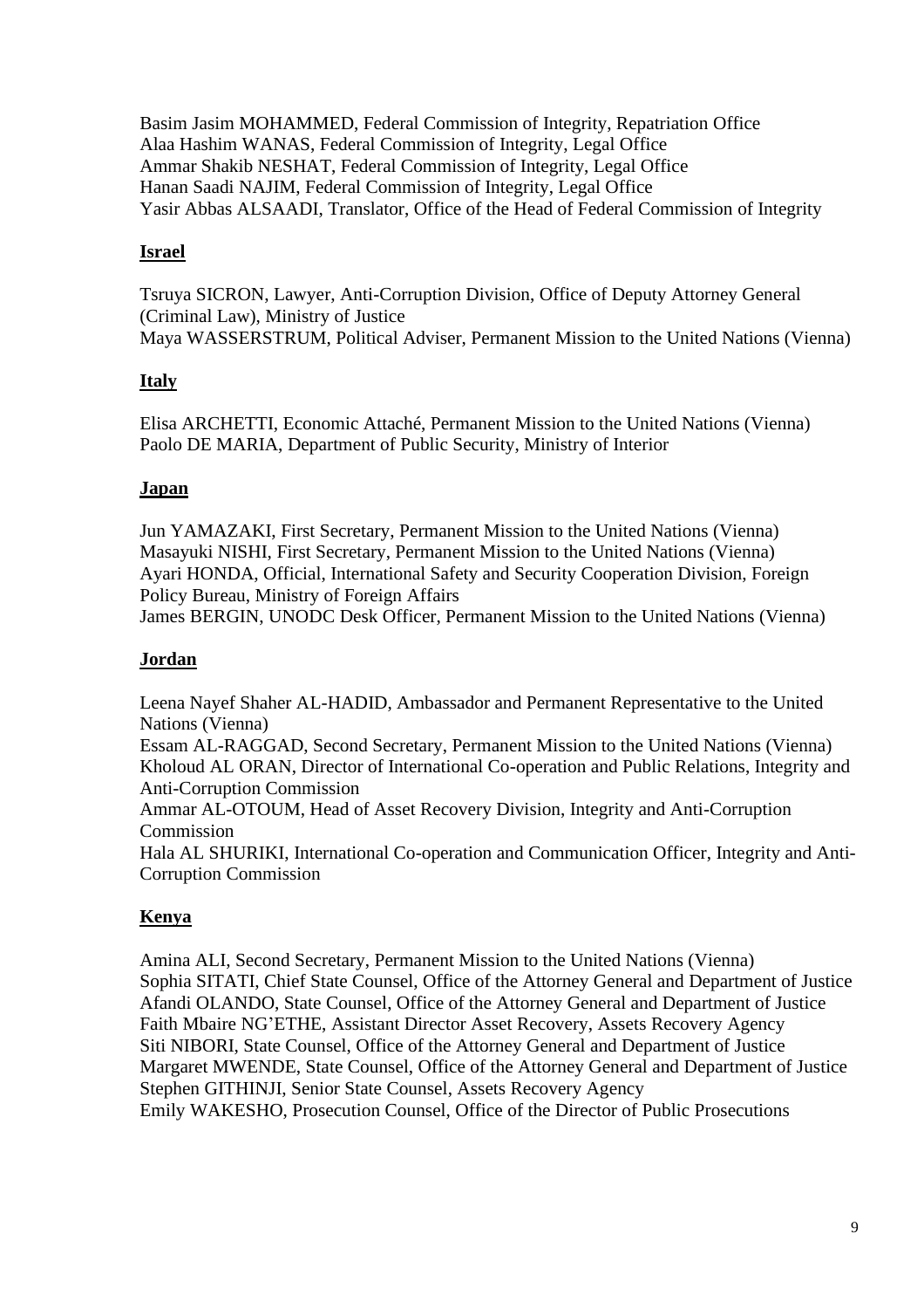Basim Jasim MOHAMMED, Federal Commission of Integrity, Repatriation Office
Alaa Hashim WANAS, Federal Commission of Integrity, Legal Office
Ammar Shakib NESHAT, Federal Commission of Integrity, Legal Office
Hanan Saadi NAJIM, Federal Commission of Integrity, Legal Office
Yasir Abbas ALSAADI, Translator, Office of the Head of Federal Commission of Integrity

**Israel**

Tsruya SICRON, Lawyer, Anti-Corruption Division, Office of Deputy Attorney General (Criminal Law), Ministry of Justice
Maya WASSERSTRUM, Political Adviser, Permanent Mission to the United Nations (Vienna)

**Italy**

Elisa ARCHETTI, Economic Attaché, Permanent Mission to the United Nations (Vienna)
Paolo DE MARIA, Department of Public Security, Ministry of Interior

**Japan**

Jun YAMAZAKI, First Secretary, Permanent Mission to the United Nations (Vienna)
Masayuki NISHI, First Secretary, Permanent Mission to the United Nations (Vienna)
Ayari HONDA, Official, International Safety and Security Cooperation Division, Foreign Policy Bureau, Ministry of Foreign Affairs
James BERGIN, UNODC Desk Officer, Permanent Mission to the United Nations (Vienna)

**Jordan**

Leena Nayef Shaher AL-HADID, Ambassador and Permanent Representative to the United Nations (Vienna)
Essam AL-RAGGAD, Second Secretary, Permanent Mission to the United Nations (Vienna)
Kholoud AL ORAN, Director of International Co-operation and Public Relations, Integrity and Anti-Corruption Commission
Ammar AL-OTOUM, Head of Asset Recovery Division, Integrity and Anti-Corruption Commission
Hala AL SHURIKI, International Co-operation and Communication Officer, Integrity and Anti-Corruption Commission

**Kenya**

Amina ALI, Second Secretary, Permanent Mission to the United Nations (Vienna)
Sophia SITATI, Chief State Counsel, Office of the Attorney General and Department of Justice
Afandi OLANDO, State Counsel, Office of the Attorney General and Department of Justice
Faith Mbaire NG'ETHE, Assistant Director Asset Recovery, Assets Recovery Agency
Siti NIBORI, State Counsel, Office of the Attorney General and Department of Justice
Margaret MWENDE, State Counsel, Office of the Attorney General and Department of Justice
Stephen GITHINJI, Senior State Counsel, Assets Recovery Agency
Emily WAKESHO, Prosecution Counsel, Office of the Director of Public Prosecutions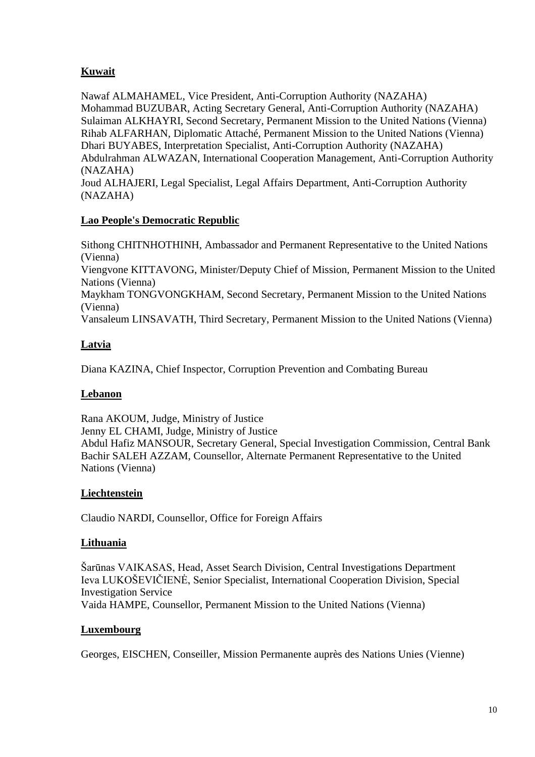**Kuwait**

Nawaf ALMAHAMEL, Vice President, Anti-Corruption Authority (NAZAHA)
Mohammad BUZUBAR, Acting Secretary General, Anti-Corruption Authority (NAZAHA)
Sulaiman ALKHAYRI, Second Secretary, Permanent Mission to the United Nations (Vienna)
Rihab ALFARHAN, Diplomatic Attaché, Permanent Mission to the United Nations (Vienna)
Dhari BUYABES, Interpretation Specialist, Anti-Corruption Authority (NAZAHA)
Abdulrahman ALWAZAN, International Cooperation Management, Anti-Corruption Authority (NAZAHA)
Joud ALHAJERI, Legal Specialist, Legal Affairs Department, Anti-Corruption Authority (NAZAHA)

**Lao People's Democratic Republic**

Sithong CHITNHOTHINH, Ambassador and Permanent Representative to the United Nations (Vienna)
Viengvone KITTAVONG, Minister/Deputy Chief of Mission, Permanent Mission to the United Nations (Vienna)
Maykham TONGVONGKHAM, Second Secretary, Permanent Mission to the United Nations (Vienna)
Vansaleum LINSAVATH, Third Secretary, Permanent Mission to the United Nations (Vienna)

**Latvia**

Diana KAZINA, Chief Inspector, Corruption Prevention and Combating Bureau

**Lebanon**

Rana AKOUM, Judge, Ministry of Justice
Jenny EL CHAMI, Judge, Ministry of Justice
Abdul Hafiz MANSOUR, Secretary General, Special Investigation Commission, Central Bank
Bachir SALEH AZZAM, Counsellor, Alternate Permanent Representative to the United Nations (Vienna)

**Liechtenstein**

Claudio NARDI, Counsellor, Office for Foreign Affairs

**Lithuania**

Šarūnas VAIKASAS, Head, Asset Search Division, Central Investigations Department
Ieva LUKOŠEVIČIENĖ, Senior Specialist, International Cooperation Division, Special Investigation Service
Vaida HAMPE, Counsellor, Permanent Mission to the United Nations (Vienna)

**Luxembourg**

Georges, EISCHEN, Conseiller, Mission Permanente auprès des Nations Unies (Vienne)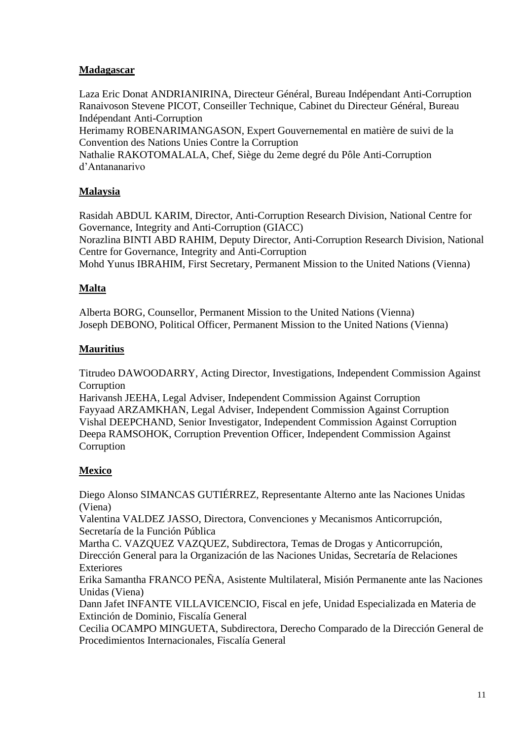**Madagascar**

Laza Eric Donat ANDRIANIRINA, Directeur Général, Bureau Indépendant Anti-Corruption
Ranaivoson Stevene PICOT, Conseiller Technique, Cabinet du Directeur Général, Bureau Indépendant Anti-Corruption
Herimamy ROBENARIMANGASON, Expert Gouvernemental en matière de suivi de la Convention des Nations Unies Contre la Corruption
Nathalie RAKOTOMALALA, Chef, Siège du 2eme degré du Pôle Anti-Corruption d'Antananarivo

**Malaysia**

Rasidah ABDUL KARIM, Director, Anti-Corruption Research Division, National Centre for Governance, Integrity and Anti-Corruption (GIACC)
Norazlina BINTI ABD RAHIM, Deputy Director, Anti-Corruption Research Division, National Centre for Governance, Integrity and Anti-Corruption
Mohd Yunus IBRAHIM, First Secretary, Permanent Mission to the United Nations (Vienna)

**Malta**

Alberta BORG, Counsellor, Permanent Mission to the United Nations (Vienna)
Joseph DEBONO, Political Officer, Permanent Mission to the United Nations (Vienna)

**Mauritius**

Titrudeo DAWOODARRY, Acting Director, Investigations, Independent Commission Against Corruption
Harivansh JEEHA, Legal Adviser, Independent Commission Against Corruption
Fayyaad ARZAMKHAN, Legal Adviser, Independent Commission Against Corruption
Vishal DEEPCHAND, Senior Investigator, Independent Commission Against Corruption
Deepa RAMSOHOK, Corruption Prevention Officer, Independent Commission Against Corruption

**Mexico**

Diego Alonso SIMANCAS GUTIÉRREZ, Representante Alterno ante las Naciones Unidas (Viena)
Valentina VALDEZ JASSO, Directora, Convenciones y Mecanismos Anticorrupción, Secretaría de la Función Pública
Martha C. VAZQUEZ VAZQUEZ, Subdirectora, Temas de Drogas y Anticorrupción, Dirección General para la Organización de las Naciones Unidas, Secretaría de Relaciones Exteriores
Erika Samantha FRANCO PEÑA, Asistente Multilateral, Misión Permanente ante las Naciones Unidas (Viena)
Dann Jafet INFANTE VILLAVICENCIO, Fiscal en jefe, Unidad Especializada en Materia de Extinción de Dominio, Fiscalía General
Cecilia OCAMPO MINGUETA, Subdirectora, Derecho Comparado de la Dirección General de Procedimientos Internacionales, Fiscalía General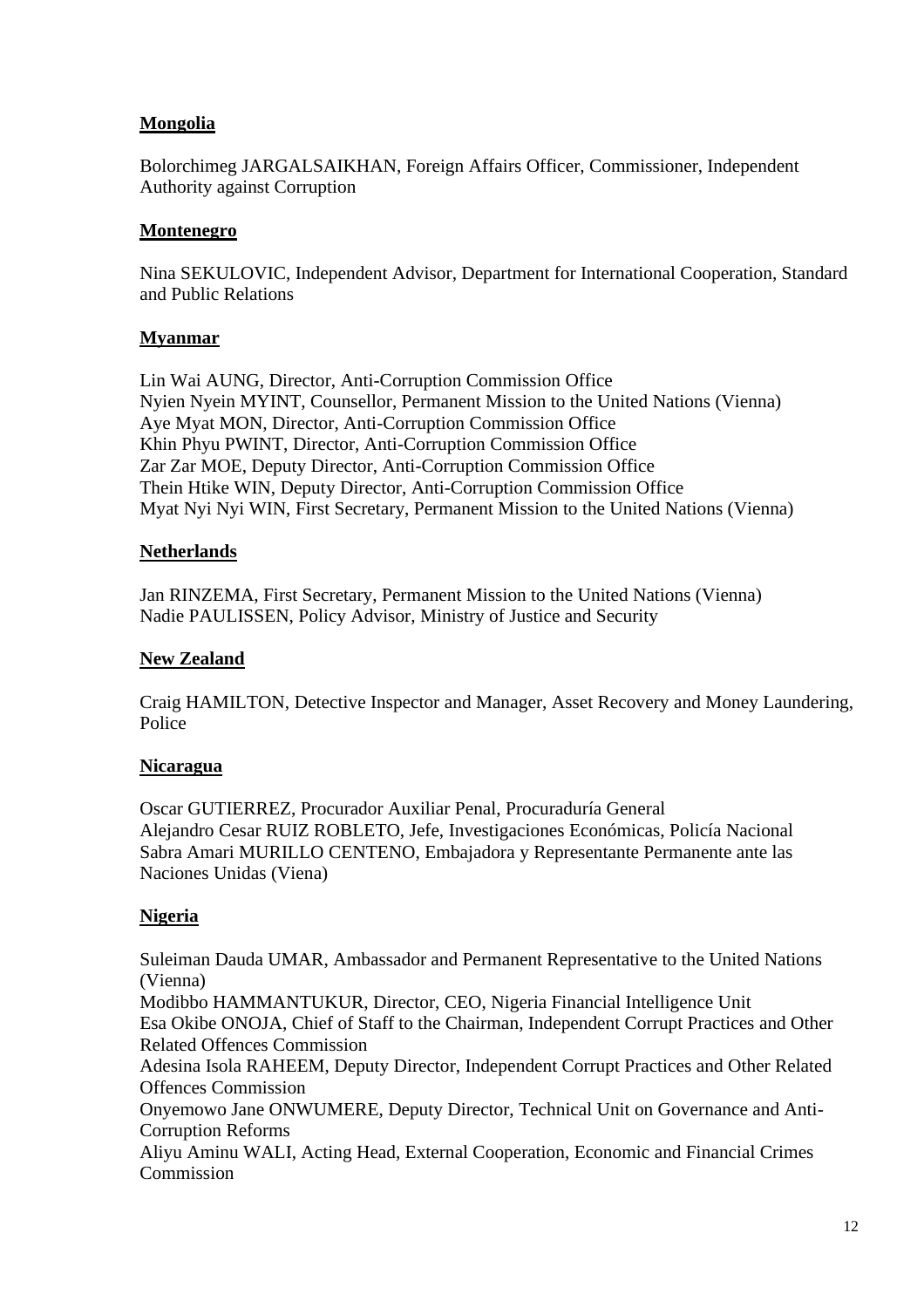**Mongolia**

Bolorchimeg JARGALSAIKHAN, Foreign Affairs Officer, Commissioner, Independent Authority against Corruption

**Montenegro**

Nina SEKULOVIC, Independent Advisor, Department for International Cooperation, Standard and Public Relations

**Myanmar**

Lin Wai AUNG, Director, Anti-Corruption Commission Office
Nyien Nyein MYINT, Counsellor, Permanent Mission to the United Nations (Vienna)
Aye Myat MON, Director, Anti-Corruption Commission Office
Khin Phyu PWINT, Director, Anti-Corruption Commission Office
Zar Zar MOE, Deputy Director, Anti-Corruption Commission Office
Thein Htike WIN, Deputy Director, Anti-Corruption Commission Office
Myat Nyi Nyi WIN, First Secretary, Permanent Mission to the United Nations (Vienna)

**Netherlands**

Jan RINZEMA, First Secretary, Permanent Mission to the United Nations (Vienna)
Nadie PAULISSEN, Policy Advisor, Ministry of Justice and Security

**New Zealand**

Craig HAMILTON, Detective Inspector and Manager, Asset Recovery and Money Laundering, Police

**Nicaragua**

Oscar GUTIERREZ, Procurador Auxiliar Penal, Procuraduría General
Alejandro Cesar RUIZ ROBLETO, Jefe, Investigaciones Económicas, Policía Nacional
Sabra Amari MURILLO CENTENO, Embajadora y Representante Permanente ante las Naciones Unidas (Viena)

**Nigeria**

Suleiman Dauda UMAR, Ambassador and Permanent Representative to the United Nations (Vienna)
Modibbo HAMMANTUKUR, Director, CEO, Nigeria Financial Intelligence Unit
Esa Okibe ONOJA, Chief of Staff to the Chairman, Independent Corrupt Practices and Other Related Offences Commission
Adesina Isola RAHEEM, Deputy Director, Independent Corrupt Practices and Other Related Offences Commission
Onyemowo Jane ONWUMERE, Deputy Director, Technical Unit on Governance and Anti-Corruption Reforms
Aliyu Aminu WALI, Acting Head, External Cooperation, Economic and Financial Crimes Commission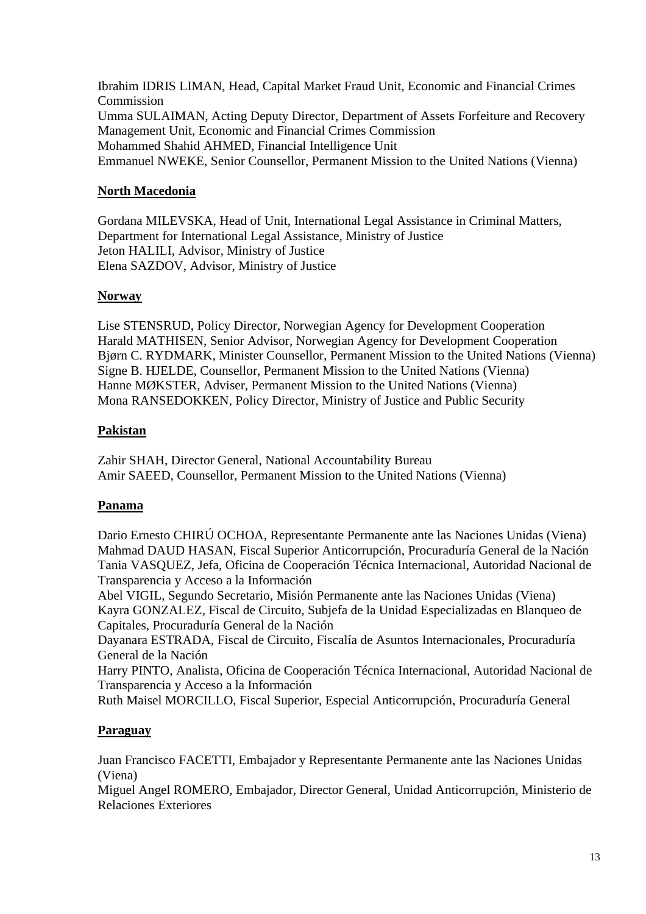Ibrahim IDRIS LIMAN, Head, Capital Market Fraud Unit, Economic and Financial Crimes Commission
Umma SULAIMAN, Acting Deputy Director, Department of Assets Forfeiture and Recovery Management Unit, Economic and Financial Crimes Commission
Mohammed Shahid AHMED, Financial Intelligence Unit
Emmanuel NWEKE, Senior Counsellor, Permanent Mission to the United Nations (Vienna)

**North Macedonia**

Gordana MILEVSKA, Head of Unit, International Legal Assistance in Criminal Matters, Department for International Legal Assistance, Ministry of Justice
Jeton HALILI, Advisor, Ministry of Justice
Elena SAZDOV, Advisor, Ministry of Justice

**Norway**

Lise STENSRUD, Policy Director, Norwegian Agency for Development Cooperation
Harald MATHISEN, Senior Advisor, Norwegian Agency for Development Cooperation
Bjørn C. RYDMARK, Minister Counsellor, Permanent Mission to the United Nations (Vienna)
Signe B. HJELDE, Counsellor, Permanent Mission to the United Nations (Vienna)
Hanne MØKSTER, Adviser, Permanent Mission to the United Nations (Vienna)
Mona RANSEDOKKEN, Policy Director, Ministry of Justice and Public Security

**Pakistan**

Zahir SHAH, Director General, National Accountability Bureau
Amir SAEED, Counsellor, Permanent Mission to the United Nations (Vienna)

**Panama**

Dario Ernesto CHIRÚ OCHOA, Representante Permanente ante las Naciones Unidas (Viena)
Mahmad DAUD HASAN, Fiscal Superior Anticorrupción, Procuraduría General de la Nación
Tania VASQUEZ, Jefa, Oficina de Cooperación Técnica Internacional, Autoridad Nacional de Transparencia y Acceso a la Información
Abel VIGIL, Segundo Secretario, Misión Permanente ante las Naciones Unidas (Viena)
Kayra GONZALEZ, Fiscal de Circuito, Subjefa de la Unidad Especializadas en Blanqueo de Capitales, Procuraduría General de la Nación
Dayanara ESTRADA, Fiscal de Circuito, Fiscalía de Asuntos Internacionales, Procuraduría General de la Nación
Harry PINTO, Analista, Oficina de Cooperación Técnica Internacional, Autoridad Nacional de Transparencia y Acceso a la Información
Ruth Maisel MORCILLO, Fiscal Superior, Especial Anticorrupción, Procuraduría General

**Paraguay**

Juan Francisco FACETTI, Embajador y Representante Permanente ante las Naciones Unidas (Viena)
Miguel Angel ROMERO, Embajador, Director General, Unidad Anticorrupción, Ministerio de Relaciones Exteriores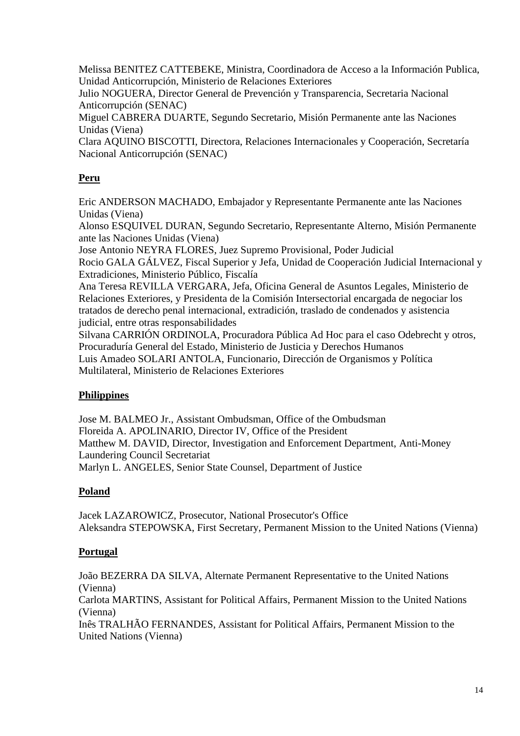Melissa BENITEZ CATTEBEKE, Ministra, Coordinadora de Acceso a la Información Publica, Unidad Anticorrupción, Ministerio de Relaciones Exteriores
Julio NOGUERA, Director General de Prevención y Transparencia, Secretaria Nacional Anticorrupción (SENAC)
Miguel CABRERA DUARTE, Segundo Secretario, Misión Permanente ante las Naciones Unidas (Viena)
Clara AQUINO BISCOTTI, Directora, Relaciones Internacionales y Cooperación, Secretaría Nacional Anticorrupción (SENAC)

**Peru**

Eric ANDERSON MACHADO, Embajador y Representante Permanente ante las Naciones Unidas (Viena)
Alonso ESQUIVEL DURAN, Segundo Secretario, Representante Alterno, Misión Permanente ante las Naciones Unidas (Viena)
Jose Antonio NEYRA FLORES, Juez Supremo Provisional, Poder Judicial
Rocio GALA GÁLVEZ, Fiscal Superior y Jefa, Unidad de Cooperación Judicial Internacional y Extradiciones, Ministerio Público, Fiscalía
Ana Teresa REVILLA VERGARA, Jefa, Oficina General de Asuntos Legales, Ministerio de Relaciones Exteriores, y Presidenta de la Comisión Intersectorial encargada de negociar los tratados de derecho penal internacional, extradición, traslado de condenados y asistencia judicial, entre otras responsabilidades
Silvana CARRIÓN ORDINOLA, Procuradora Pública Ad Hoc para el caso Odebrecht y otros, Procuraduría General del Estado, Ministerio de Justicia y Derechos Humanos
Luis Amadeo SOLARI ANTOLA, Funcionario, Dirección de Organismos y Política Multilateral, Ministerio de Relaciones Exteriores

**Philippines**

Jose M. BALMEO Jr., Assistant Ombudsman, Office of the Ombudsman
Floreida A. APOLINARIO, Director IV, Office of the President
Matthew M. DAVID, Director, Investigation and Enforcement Department, Anti-Money Laundering Council Secretariat
Marlyn L. ANGELES, Senior State Counsel, Department of Justice

**Poland**

Jacek LAZAROWICZ, Prosecutor, National Prosecutor's Office
Aleksandra STEPOWSKA, First Secretary, Permanent Mission to the United Nations (Vienna)

**Portugal**

João BEZERRA DA SILVA, Alternate Permanent Representative to the United Nations (Vienna)
Carlota MARTINS, Assistant for Political Affairs, Permanent Mission to the United Nations (Vienna)
Inês TRALHÃO FERNANDES, Assistant for Political Affairs, Permanent Mission to the United Nations (Vienna)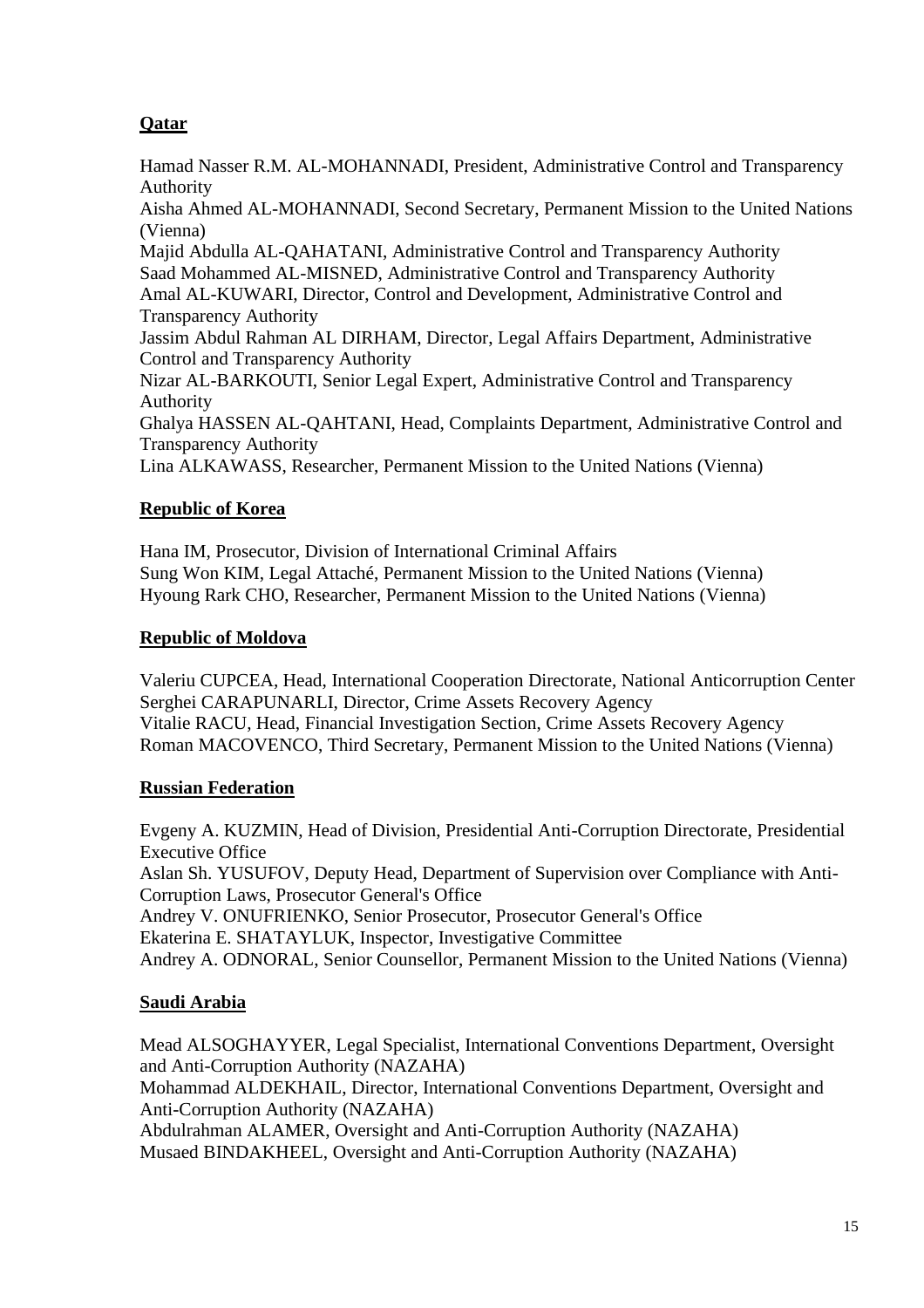**Qatar**

Hamad Nasser R.M. AL-MOHANNADI, President, Administrative Control and Transparency Authority
Aisha Ahmed AL-MOHANNADI, Second Secretary, Permanent Mission to the United Nations (Vienna)
Majid Abdulla AL-QAHATANI, Administrative Control and Transparency Authority
Saad Mohammed AL-MISNED, Administrative Control and Transparency Authority
Amal AL-KUWARI, Director, Control and Development, Administrative Control and Transparency Authority
Jassim Abdul Rahman AL DIRHAM, Director, Legal Affairs Department, Administrative Control and Transparency Authority
Nizar AL-BARKOUTI, Senior Legal Expert, Administrative Control and Transparency Authority
Ghalya HASSEN AL-QAHTANI, Head, Complaints Department, Administrative Control and Transparency Authority
Lina ALKAWASS, Researcher, Permanent Mission to the United Nations (Vienna)

**Republic of Korea**

Hana IM, Prosecutor, Division of International Criminal Affairs
Sung Won KIM, Legal Attaché, Permanent Mission to the United Nations (Vienna)
Hyoung Rark CHO, Researcher, Permanent Mission to the United Nations (Vienna)

**Republic of Moldova**

Valeriu CUPCEA, Head, International Cooperation Directorate, National Anticorruption Center
Serghei CARAPUNARLI, Director, Crime Assets Recovery Agency
Vitalie RACU, Head, Financial Investigation Section, Crime Assets Recovery Agency
Roman MACOVENCO, Third Secretary, Permanent Mission to the United Nations (Vienna)

**Russian Federation**

Evgeny A. KUZMIN, Head of Division, Presidential Anti-Corruption Directorate, Presidential Executive Office
Aslan Sh. YUSUFOV, Deputy Head, Department of Supervision over Compliance with Anti-Corruption Laws, Prosecutor General's Office
Andrey V. ONUFRIENKO, Senior Prosecutor, Prosecutor General's Office
Ekaterina E. SHATAYLUK, Inspector, Investigative Committee
Andrey A. ODNORAL, Senior Counsellor, Permanent Mission to the United Nations (Vienna)

**Saudi Arabia**

Mead ALSOGHAYYER, Legal Specialist, International Conventions Department, Oversight and Anti-Corruption Authority (NAZAHA)
Mohammad ALDEKHAIL, Director, International Conventions Department, Oversight and Anti-Corruption Authority (NAZAHA)
Abdulrahman ALAMER, Oversight and Anti-Corruption Authority (NAZAHA)
Musaed BINDAKHEEL, Oversight and Anti-Corruption Authority (NAZAHA)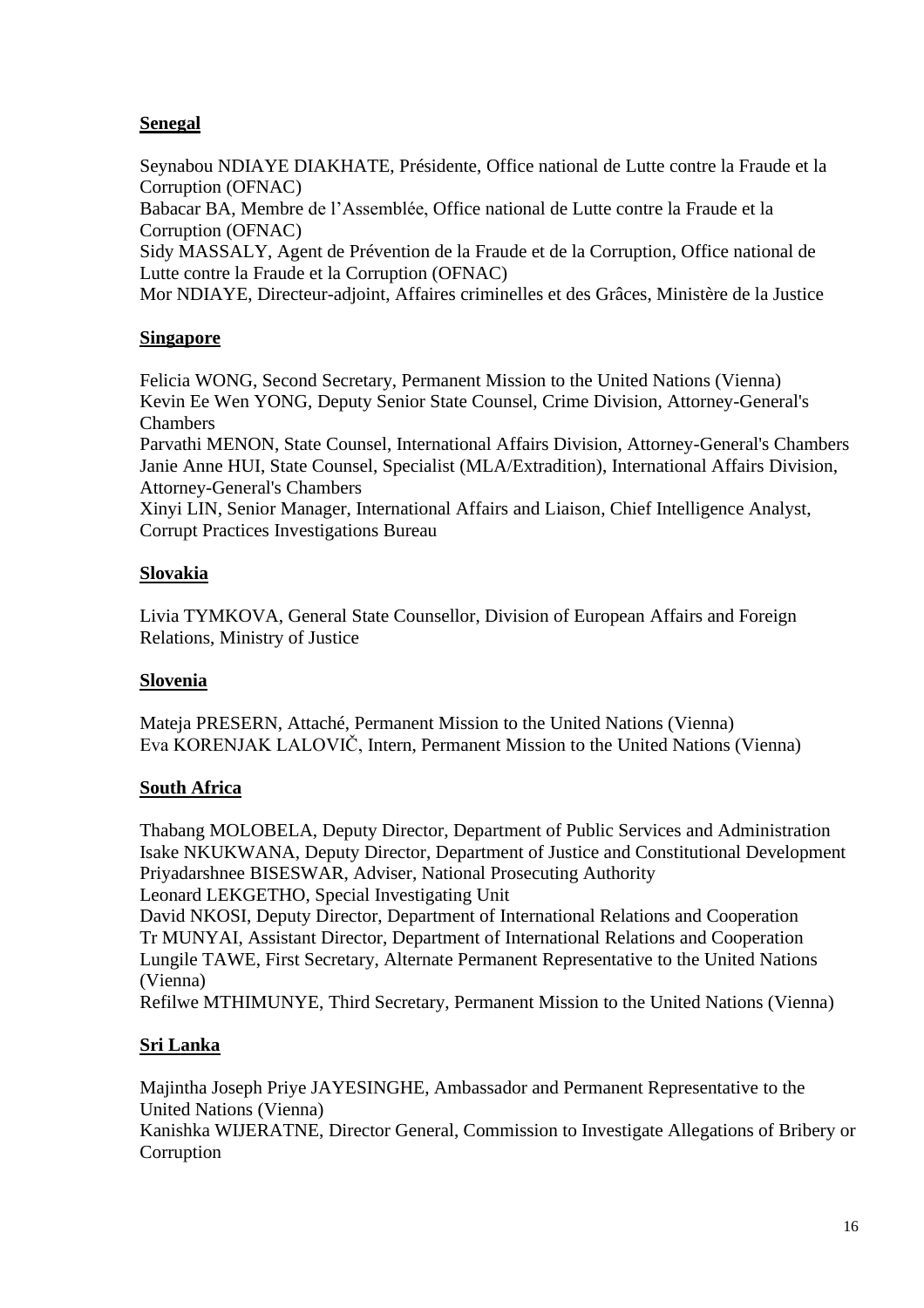**Senegal**

Seynabou NDIAYE DIAKHATE, Présidente, Office national de Lutte contre la Fraude et la Corruption (OFNAC)
Babacar BA, Membre de l'Assemblée, Office national de Lutte contre la Fraude et la Corruption (OFNAC)
Sidy MASSALY, Agent de Prévention de la Fraude et de la Corruption, Office national de Lutte contre la Fraude et la Corruption (OFNAC)
Mor NDIAYE, Directeur-adjoint, Affaires criminelles et des Grâces, Ministère de la Justice

**Singapore**

Felicia WONG, Second Secretary, Permanent Mission to the United Nations (Vienna)
Kevin Ee Wen YONG, Deputy Senior State Counsel, Crime Division, Attorney-General's Chambers
Parvathi MENON, State Counsel, International Affairs Division, Attorney-General's Chambers
Janie Anne HUI, State Counsel, Specialist (MLA/Extradition), International Affairs Division, Attorney-General's Chambers
Xinyi LIN, Senior Manager, International Affairs and Liaison, Chief Intelligence Analyst, Corrupt Practices Investigations Bureau

**Slovakia**

Livia TYMKOVA, General State Counsellor, Division of European Affairs and Foreign Relations, Ministry of Justice

**Slovenia**

Mateja PRESERN, Attaché, Permanent Mission to the United Nations (Vienna)
Eva KORENJAK LALOVIČ, Intern, Permanent Mission to the United Nations (Vienna)

**South Africa**

Thabang MOLOBELA, Deputy Director, Department of Public Services and Administration
Isake NKUKWANA, Deputy Director, Department of Justice and Constitutional Development
Priyadarshnee BISESWAR, Adviser, National Prosecuting Authority
Leonard LEKGETHO, Special Investigating Unit
David NKOSI, Deputy Director, Department of International Relations and Cooperation
Tr MUNYAI, Assistant Director, Department of International Relations and Cooperation
Lungile TAWE, First Secretary, Alternate Permanent Representative to the United Nations (Vienna)
Refilwe MTHIMUNYE, Third Secretary, Permanent Mission to the United Nations (Vienna)

**Sri Lanka**

Majintha Joseph Priye JAYESINGHE, Ambassador and Permanent Representative to the United Nations (Vienna)
Kanishka WIJERATNE, Director General, Commission to Investigate Allegations of Bribery or Corruption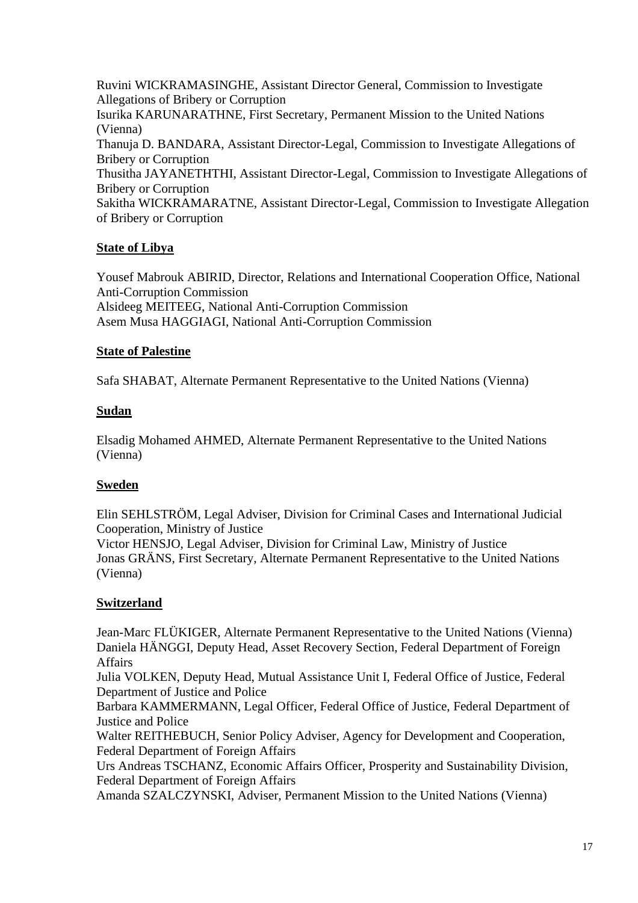Ruvini WICKRAMASINGHE, Assistant Director General, Commission to Investigate Allegations of Bribery or Corruption
Isurika KARUNARATHNE, First Secretary, Permanent Mission to the United Nations (Vienna)
Thanuja D. BANDARA, Assistant Director-Legal, Commission to Investigate Allegations of Bribery or Corruption
Thusitha JAYANETHTHI, Assistant Director-Legal, Commission to Investigate Allegations of Bribery or Corruption
Sakitha WICKRAMARATNE, Assistant Director-Legal, Commission to Investigate Allegation of Bribery or Corruption

**State of Libya**

Yousef Mabrouk ABIRID, Director, Relations and International Cooperation Office, National Anti-Corruption Commission
Alsideeg MEITEEG, National Anti-Corruption Commission
Asem Musa HAGGIAGI, National Anti-Corruption Commission

**State of Palestine**

Safa SHABAT, Alternate Permanent Representative to the United Nations (Vienna)

**Sudan**

Elsadig Mohamed AHMED, Alternate Permanent Representative to the United Nations (Vienna)

**Sweden**

Elin SEHLSTRÖM, Legal Adviser, Division for Criminal Cases and International Judicial Cooperation, Ministry of Justice
Victor HENSJO, Legal Adviser, Division for Criminal Law, Ministry of Justice
Jonas GRÄNS, First Secretary, Alternate Permanent Representative to the United Nations (Vienna)

**Switzerland**

Jean-Marc FLÜKIGER, Alternate Permanent Representative to the United Nations (Vienna)
Daniela HÄNGGI, Deputy Head, Asset Recovery Section, Federal Department of Foreign Affairs
Julia VOLKEN, Deputy Head, Mutual Assistance Unit I, Federal Office of Justice, Federal Department of Justice and Police
Barbara KAMMERMANN, Legal Officer, Federal Office of Justice, Federal Department of Justice and Police
Walter REITHEBUCH, Senior Policy Adviser, Agency for Development and Cooperation, Federal Department of Foreign Affairs
Urs Andreas TSCHANZ, Economic Affairs Officer, Prosperity and Sustainability Division, Federal Department of Foreign Affairs
Amanda SZALCZYNSKI, Adviser, Permanent Mission to the United Nations (Vienna)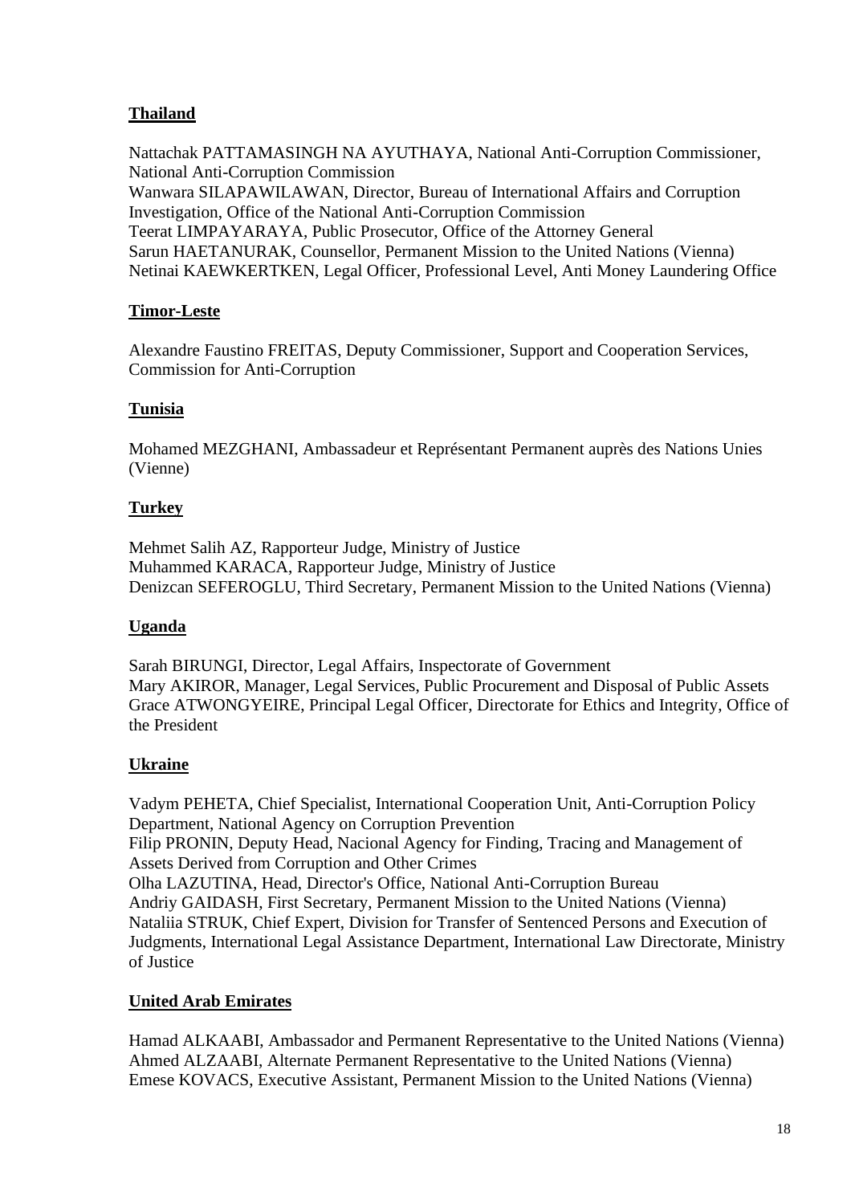**Thailand**

Nattachak PATTAMASINGH NA AYUTHAYA, National Anti-Corruption Commissioner, National Anti-Corruption Commission
Wanwara SILAPAWILAWAN, Director, Bureau of International Affairs and Corruption Investigation, Office of the National Anti-Corruption Commission
Teerat LIMPAYARAYA, Public Prosecutor, Office of the Attorney General
Sarun HAETANURAK, Counsellor, Permanent Mission to the United Nations (Vienna)
Netinai KAEWKERTKEN, Legal Officer, Professional Level, Anti Money Laundering Office

**Timor-Leste**

Alexandre Faustino FREITAS, Deputy Commissioner, Support and Cooperation Services, Commission for Anti-Corruption

**Tunisia**

Mohamed MEZGHANI, Ambassadeur et Représentant Permanent auprès des Nations Unies (Vienne)

**Turkey**

Mehmet Salih AZ, Rapporteur Judge, Ministry of Justice
Muhammed KARACA, Rapporteur Judge, Ministry of Justice
Denizcan SEFEROGLU, Third Secretary, Permanent Mission to the United Nations (Vienna)

**Uganda**

Sarah BIRUNGI, Director, Legal Affairs, Inspectorate of Government
Mary AKIROR, Manager, Legal Services, Public Procurement and Disposal of Public Assets
Grace ATWONGYEIRE, Principal Legal Officer, Directorate for Ethics and Integrity, Office of the President

**Ukraine**

Vadym PEHETA, Chief Specialist, International Cooperation Unit, Anti-Corruption Policy Department, National Agency on Corruption Prevention
Filip PRONIN, Deputy Head, Nacional Agency for Finding, Tracing and Management of Assets Derived from Corruption and Other Crimes
Olha LAZUTINA, Head, Director's Office, National Anti-Corruption Bureau
Andriy GAIDASH, First Secretary, Permanent Mission to the United Nations (Vienna)
Nataliia STRUK, Chief Expert, Division for Transfer of Sentenced Persons and Execution of Judgments, International Legal Assistance Department, International Law Directorate, Ministry of Justice

**United Arab Emirates**

Hamad ALKAABI, Ambassador and Permanent Representative to the United Nations (Vienna)
Ahmed ALZAABI, Alternate Permanent Representative to the United Nations (Vienna)
Emese KOVACS, Executive Assistant, Permanent Mission to the United Nations (Vienna)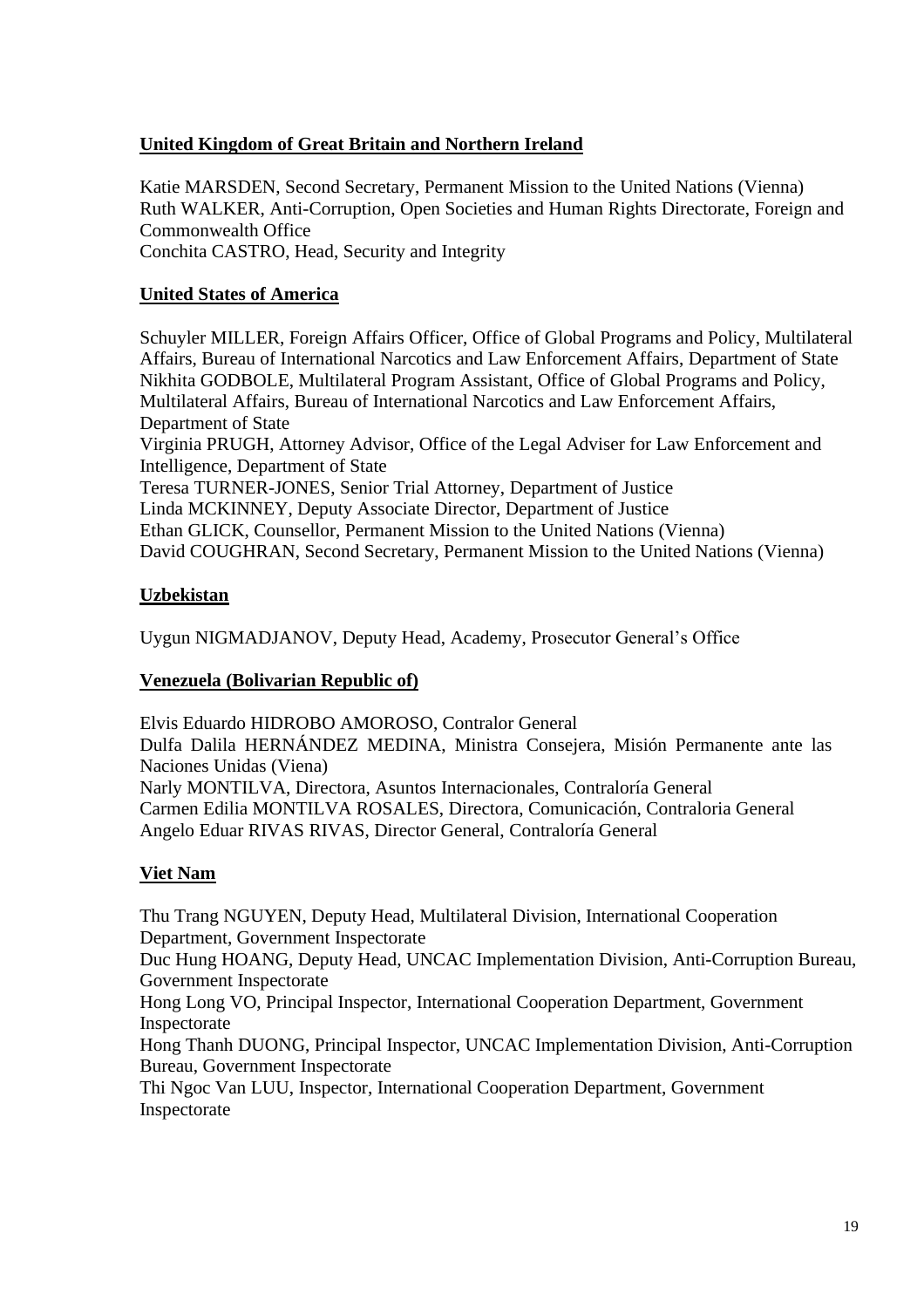**United Kingdom of Great Britain and Northern Ireland**

Katie MARSDEN, Second Secretary, Permanent Mission to the United Nations (Vienna)
Ruth WALKER, Anti-Corruption, Open Societies and Human Rights Directorate, Foreign and Commonwealth Office
Conchita CASTRO, Head, Security and Integrity

**United States of America**

Schuyler MILLER, Foreign Affairs Officer, Office of Global Programs and Policy, Multilateral Affairs, Bureau of International Narcotics and Law Enforcement Affairs, Department of State
Nikhita GODBOLE, Multilateral Program Assistant, Office of Global Programs and Policy, Multilateral Affairs, Bureau of International Narcotics and Law Enforcement Affairs, Department of State
Virginia PRUGH, Attorney Advisor, Office of the Legal Adviser for Law Enforcement and Intelligence, Department of State
Teresa TURNER-JONES, Senior Trial Attorney, Department of Justice
Linda MCKINNEY, Deputy Associate Director, Department of Justice
Ethan GLICK, Counsellor, Permanent Mission to the United Nations (Vienna)
David COUGHRAN, Second Secretary, Permanent Mission to the United Nations (Vienna)

**Uzbekistan**

Uygun NIGMADJANOV, Deputy Head, Academy, Prosecutor General's Office

**Venezuela (Bolivarian Republic of)**

Elvis Eduardo HIDROBO AMOROSO, Contralor General
Dulfa Dalila HERNÁNDEZ MEDINA, Ministra Consejera, Misión Permanente ante las Naciones Unidas (Viena)
Narly MONTILVA, Directora, Asuntos Internacionales, Contraloría General
Carmen Edilia MONTILVA ROSALES, Directora, Comunicación, Contraloria General
Angelo Eduar RIVAS RIVAS, Director General, Contraloría General

**Viet Nam**

Thu Trang NGUYEN, Deputy Head, Multilateral Division, International Cooperation Department, Government Inspectorate
Duc Hung HOANG, Deputy Head, UNCAC Implementation Division, Anti-Corruption Bureau, Government Inspectorate
Hong Long VO, Principal Inspector, International Cooperation Department, Government Inspectorate
Hong Thanh DUONG, Principal Inspector, UNCAC Implementation Division, Anti-Corruption Bureau, Government Inspectorate
Thi Ngoc Van LUU, Inspector, International Cooperation Department, Government Inspectorate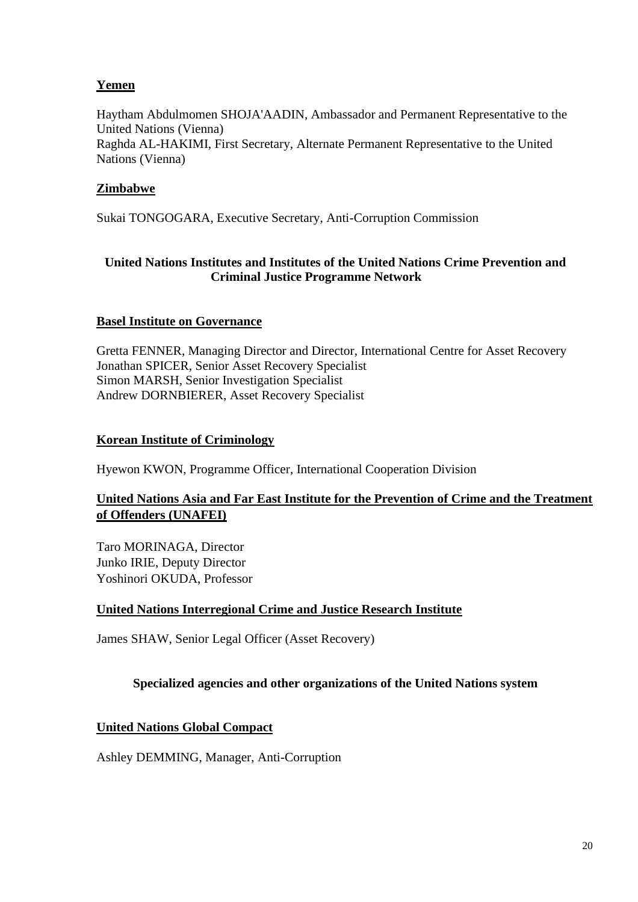**Yemen**

Haytham Abdulmomen SHOJA'AADIN, Ambassador and Permanent Representative to the United Nations (Vienna)
Raghda AL-HAKIMI, First Secretary, Alternate Permanent Representative to the United Nations (Vienna)

**Zimbabwe**

Sukai TONGOGARA, Executive Secretary, Anti-Corruption Commission

## United Nations Institutes and Institutes of the United Nations Crime Prevention and Criminal Justice Programme Network

**Basel Institute on Governance**

Gretta FENNER, Managing Director and Director, International Centre for Asset Recovery
Jonathan SPICER, Senior Asset Recovery Specialist
Simon MARSH, Senior Investigation Specialist
Andrew DORNBIERER, Asset Recovery Specialist

**Korean Institute of Criminology**

Hyewon KWON, Programme Officer, International Cooperation Division

**United Nations Asia and Far East Institute for the Prevention of Crime and the Treatment of Offenders (UNAFEI)**

Taro MORINAGA, Director
Junko IRIE, Deputy Director
Yoshinori OKUDA, Professor

**United Nations Interregional Crime and Justice Research Institute**

James SHAW, Senior Legal Officer (Asset Recovery)

## Specialized agencies and other organizations of the United Nations system

**United Nations Global Compact**

Ashley DEMMING, Manager, Anti-Corruption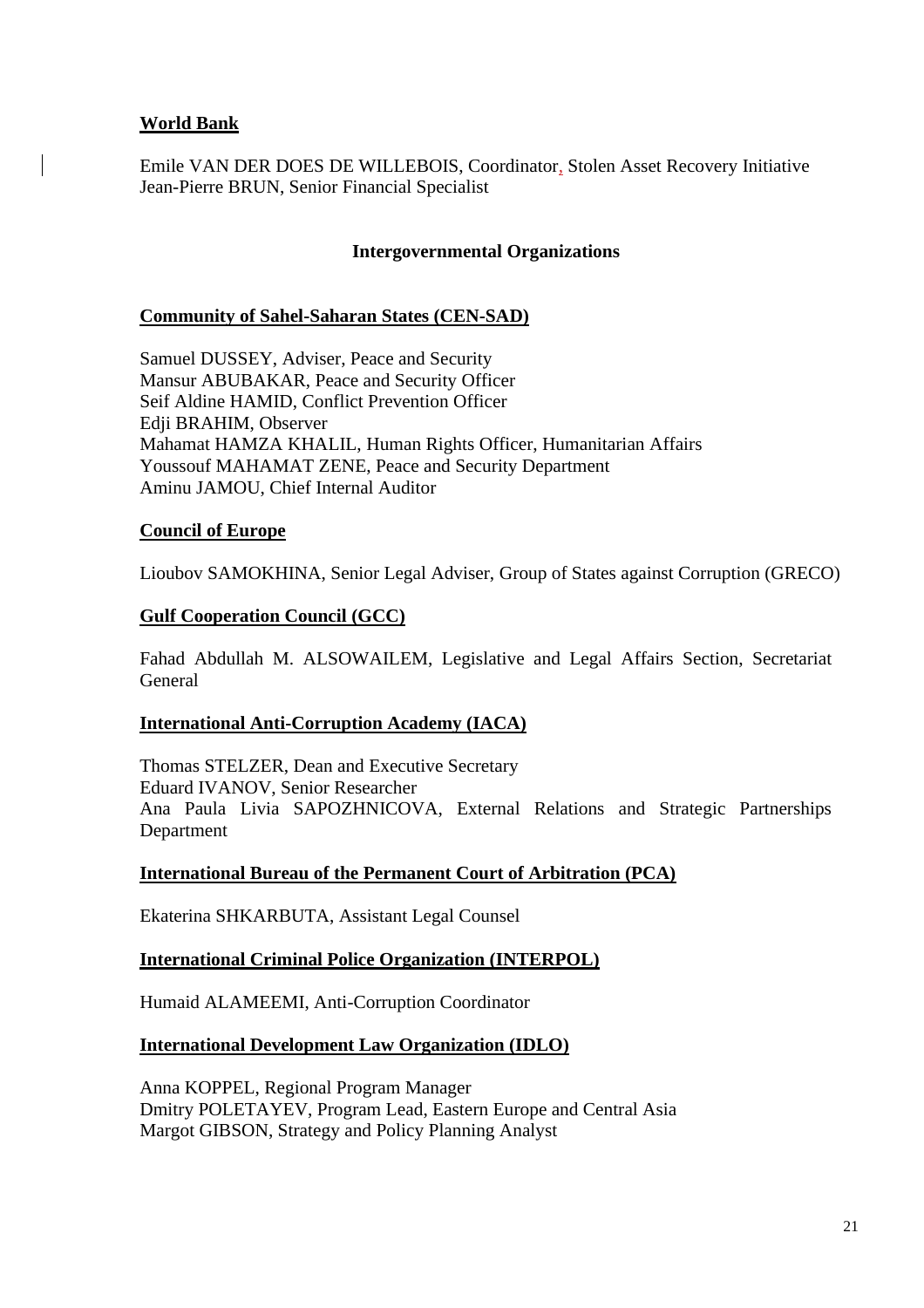**World Bank**

Emile VAN DER DOES DE WILLEBOIS, Coordinator, Stolen Asset Recovery Initiative
Jean-Pierre BRUN, Senior Financial Specialist

**Intergovernmental Organizations**

**Community of Sahel-Saharan States (CEN-SAD)**

Samuel DUSSEY, Adviser, Peace and Security
Mansur ABUBAKAR, Peace and Security Officer
Seif Aldine HAMID, Conflict Prevention Officer
Edji BRAHIM, Observer
Mahamat HAMZA KHALIL, Human Rights Officer, Humanitarian Affairs
Youssouf MAHAMAT ZENE, Peace and Security Department
Aminu JAMOU, Chief Internal Auditor

**Council of Europe**

Lioubov SAMOKHINA, Senior Legal Adviser, Group of States against Corruption (GRECO)

**Gulf Cooperation Council (GCC)**

Fahad Abdullah M. ALSOWAILEM, Legislative and Legal Affairs Section, Secretariat General

**International Anti-Corruption Academy (IACA)**

Thomas STELZER, Dean and Executive Secretary
Eduard IVANOV, Senior Researcher
Ana Paula Livia SAPOZHNICOVA, External Relations and Strategic Partnerships Department

**International Bureau of the Permanent Court of Arbitration (PCA)**

Ekaterina SHKARBUTA, Assistant Legal Counsel

**International Criminal Police Organization (INTERPOL)**

Humaid ALAMEEMI, Anti-Corruption Coordinator

**International Development Law Organization (IDLO)**

Anna KOPPEL, Regional Program Manager
Dmitry POLETAYEV, Program Lead, Eastern Europe and Central Asia
Margot GIBSON, Strategy and Policy Planning Analyst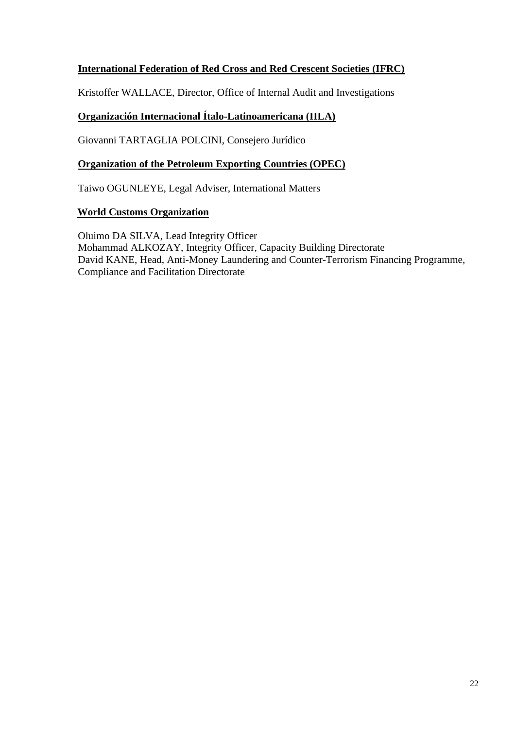**International Federation of Red Cross and Red Crescent Societies (IFRC)**

Kristoffer WALLACE, Director, Office of Internal Audit and Investigations

**Organización Internacional Ítalo-Latinoamericana (IILA)**

Giovanni TARTAGLIA POLCINI, Consejero Jurídico

**Organization of the Petroleum Exporting Countries (OPEC)**

Taiwo OGUNLEYE, Legal Adviser, International Matters

**World Customs Organization**

Oluimo DA SILVA, Lead Integrity Officer
Mohammad ALKOZAY, Integrity Officer, Capacity Building Directorate
David KANE, Head, Anti-Money Laundering and Counter-Terrorism Financing Programme, Compliance and Facilitation Directorate